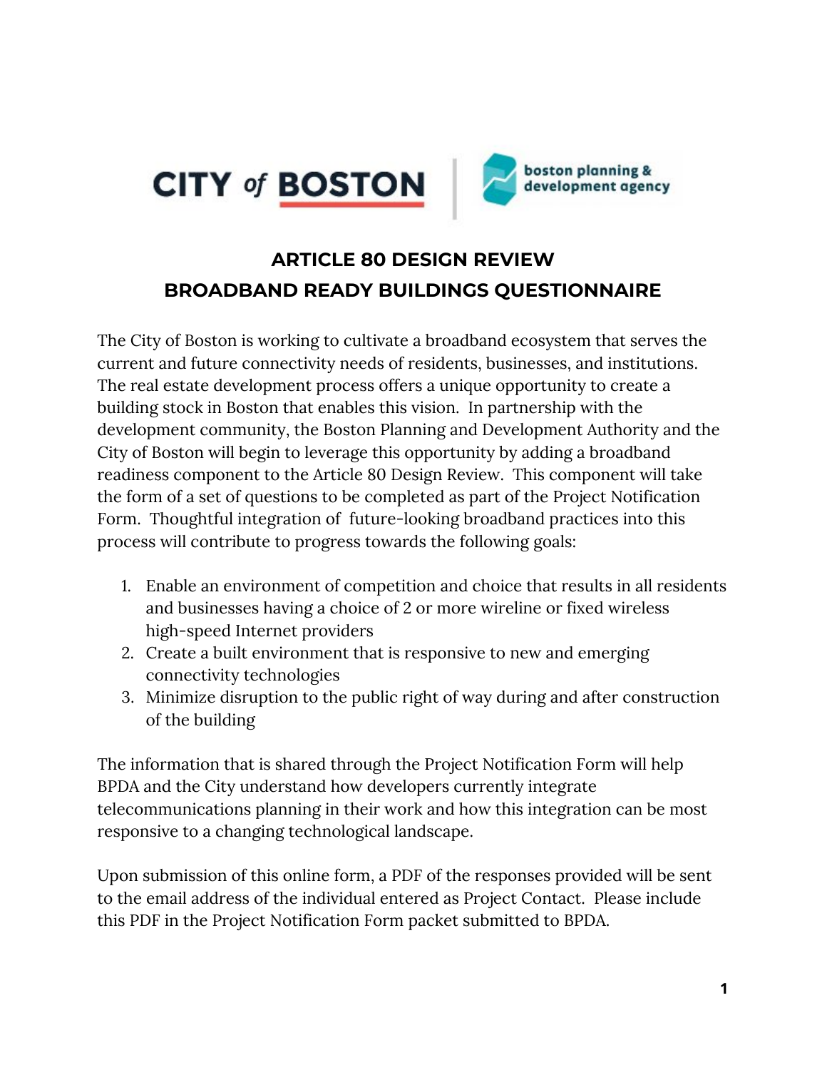# ARTICLE 80 DESIGN REVIEW
# BROADBAND READY BUILDINGS QUESTIONNAIRE

The City of Boston is working to cultivate a broadband ecosystem that serves the current and future connectivity needs of residents, businesses, and institutions. The real estate development process offers a unique opportunity to create a building stock in Boston that enables this vision. In partnership with the development community, the Boston Planning and Development Authority and the City of Boston will begin to leverage this opportunity by adding a broadband readiness component to the Article 80 Design Review. This component will take the form of a set of questions to be completed as part of the Project Notification Form. Thoughtful integration of future-looking broadband practices into this process will contribute to progress towards the following goals:

1. Enable an environment of competition and choice that results in all residents and businesses having a choice of 2 or more wireline or fixed wireless high-speed Internet providers
2. Create a built environment that is responsive to new and emerging connectivity technologies
3. Minimize disruption to the public right of way during and after construction of the building

The information that is shared through the Project Notification Form will help BPDA and the City understand how developers currently integrate telecommunications planning in their work and how this integration can be most responsive to a changing technological landscape.

Upon submission of this online form, a PDF of the responses provided will be sent to the email address of the individual entered as Project Contact. Please include this PDF in the Project Notification Form packet submitted to BPDA.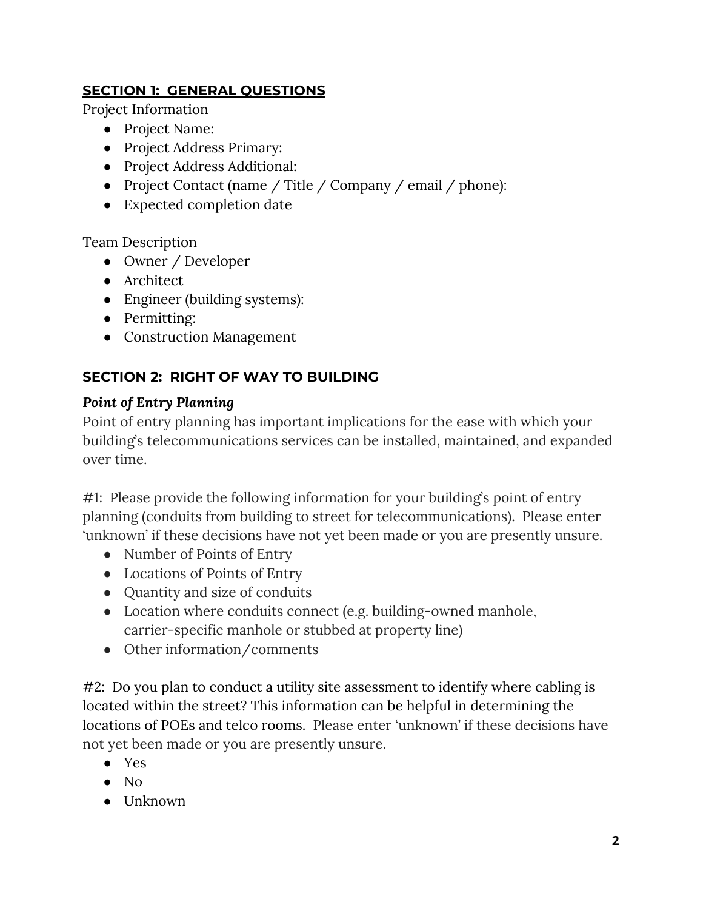## SECTION 1: GENERAL QUESTIONS

Project Information

- Project Name:
- Project Address Primary:
- Project Address Additional:
- Project Contact (name / Title / Company / email / phone):
- Expected completion date

Team Description

- Owner / Developer
- Architect
- Engineer (building systems):
- Permitting:
- Construction Management

## SECTION 2: RIGHT OF WAY TO BUILDING

***Point of Entry Planning***

Point of entry planning has important implications for the ease with which your building's telecommunications services can be installed, maintained, and expanded over time.

#1: Please provide the following information for your building's point of entry planning (conduits from building to street for telecommunications). Please enter 'unknown' if these decisions have not yet been made or you are presently unsure.

- Number of Points of Entry
- Locations of Points of Entry
- Quantity and size of conduits
- Location where conduits connect (e.g. building-owned manhole, carrier-specific manhole or stubbed at property line)
- Other information/comments

#2: Do you plan to conduct a utility site assessment to identify where cabling is located within the street? This information can be helpful in determining the locations of POEs and telco rooms. Please enter 'unknown' if these decisions have not yet been made or you are presently unsure.

- Yes
- No
- Unknown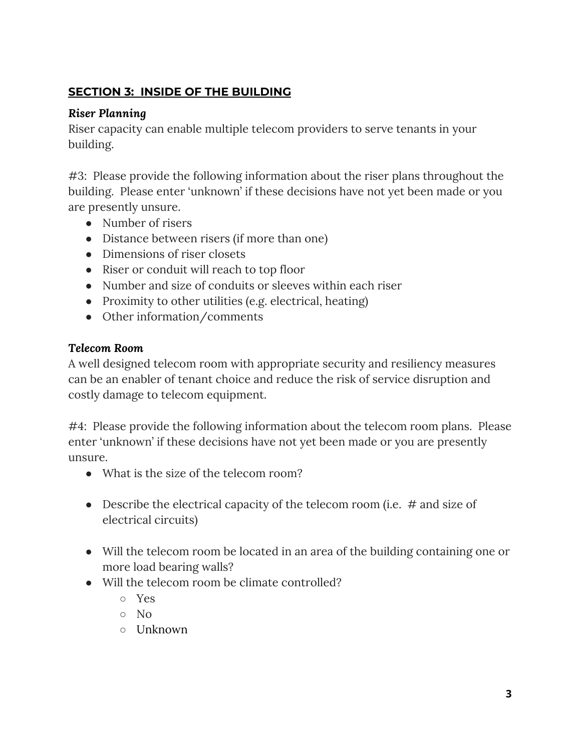## **SECTION 3: INSIDE OF THE BUILDING**

***Riser Planning***

Riser capacity can enable multiple telecom providers to serve tenants in your building.

#3: Please provide the following information about the riser plans throughout the building. Please enter 'unknown' if these decisions have not yet been made or you are presently unsure.

- Number of risers
- Distance between risers (if more than one)
- Dimensions of riser closets
- Riser or conduit will reach to top floor
- Number and size of conduits or sleeves within each riser
- Proximity to other utilities (e.g. electrical, heating)
- Other information/comments

***Telecom Room***

A well designed telecom room with appropriate security and resiliency measures can be an enabler of tenant choice and reduce the risk of service disruption and costly damage to telecom equipment.

#4: Please provide the following information about the telecom room plans. Please enter 'unknown' if these decisions have not yet been made or you are presently unsure.

- What is the size of the telecom room?

- Describe the electrical capacity of the telecom room (i.e. # and size of electrical circuits)

- Will the telecom room be located in an area of the building containing one or more load bearing walls?
- Will the telecom room be climate controlled?
    - Yes
    - No
    - Unknown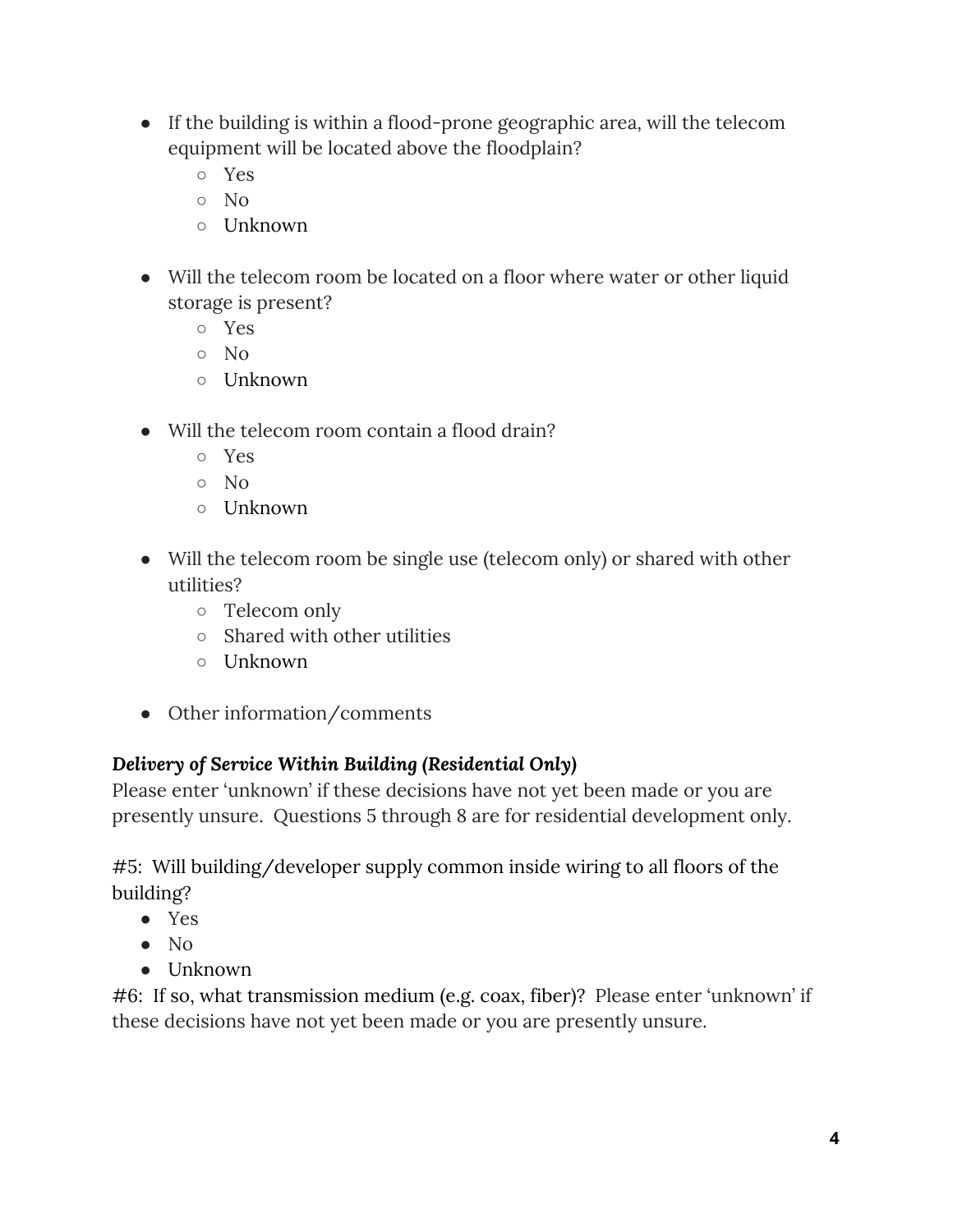- If the building is within a flood-prone geographic area, will the telecom equipment will be located above the floodplain?
    - Yes
    - No
    - Unknown

- Will the telecom room be located on a floor where water or other liquid storage is present?
    - Yes
    - No
    - Unknown

- Will the telecom room contain a flood drain?
    - Yes
    - No
    - Unknown

- Will the telecom room be single use (telecom only) or shared with other utilities?
    - Telecom only
    - Shared with other utilities
    - Unknown

- Other information/comments

***Delivery of Service Within Building (Residential Only)***

Please enter 'unknown' if these decisions have not yet been made or you are presently unsure. Questions 5 through 8 are for residential development only.

#5: Will building/developer supply common inside wiring to all floors of the building?

- Yes
- No
- Unknown

#6: If so, what transmission medium (e.g. coax, fiber)? Please enter 'unknown' if these decisions have not yet been made or you are presently unsure.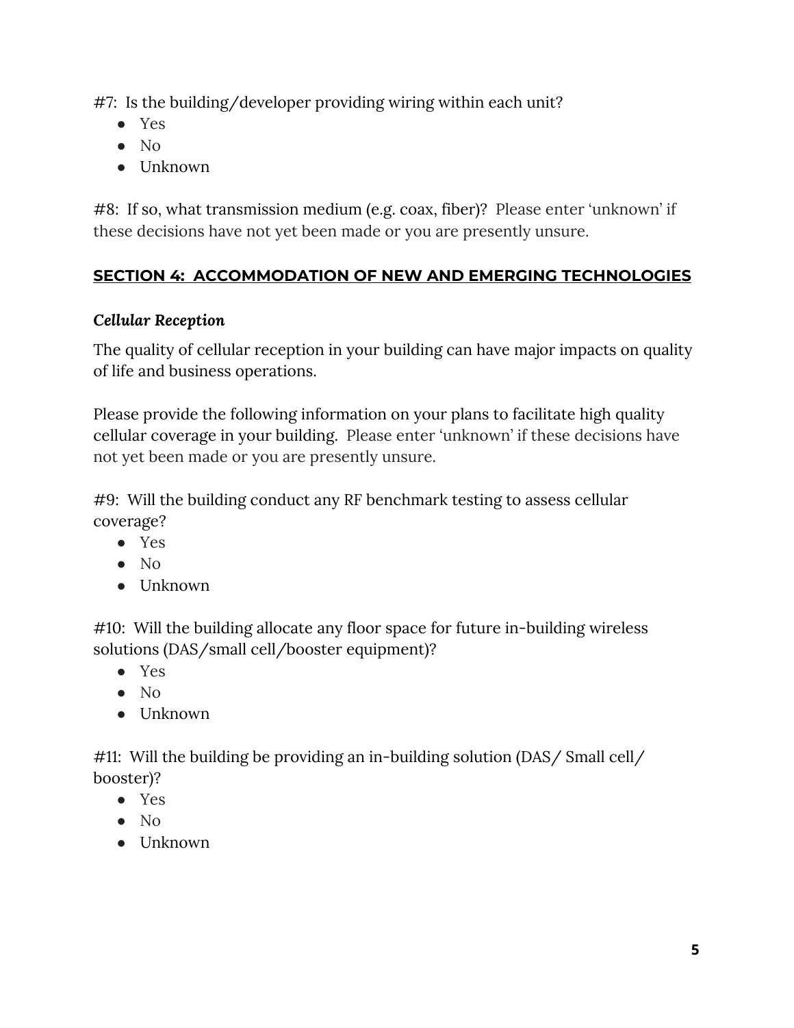#7: Is the building/developer providing wiring within each unit?

- Yes
- No
- Unknown

#8: If so, what transmission medium (e.g. coax, fiber)? Please enter 'unknown' if these decisions have not yet been made or you are presently unsure.

## SECTION 4: ACCOMMODATION OF NEW AND EMERGING TECHNOLOGIES

***Cellular Reception***

The quality of cellular reception in your building can have major impacts on quality of life and business operations.

Please provide the following information on your plans to facilitate high quality cellular coverage in your building. Please enter 'unknown' if these decisions have not yet been made or you are presently unsure.

#9: Will the building conduct any RF benchmark testing to assess cellular coverage?

- Yes
- No
- Unknown

#10: Will the building allocate any floor space for future in-building wireless solutions (DAS/small cell/booster equipment)?

- Yes
- No
- Unknown

#11: Will the building be providing an in-building solution (DAS/ Small cell/ booster)?

- Yes
- No
- Unknown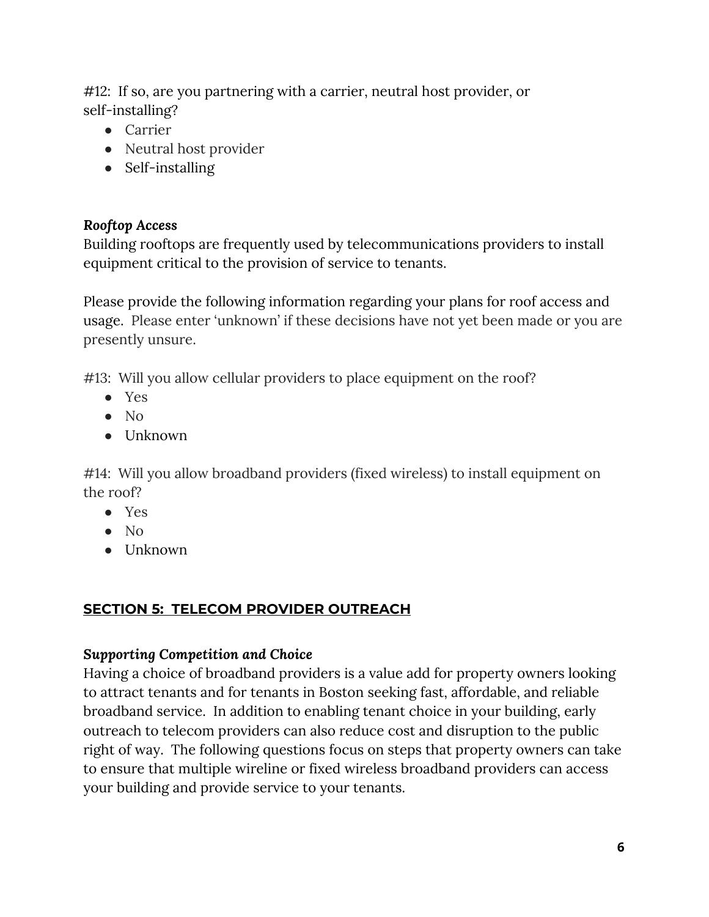#12: If so, are you partnering with a carrier, neutral host provider, or self-installing?

- Carrier
- Neutral host provider
- Self-installing

***Rooftop Access***

Building rooftops are frequently used by telecommunications providers to install equipment critical to the provision of service to tenants.

Please provide the following information regarding your plans for roof access and usage. Please enter 'unknown' if these decisions have not yet been made or you are presently unsure.

#13: Will you allow cellular providers to place equipment on the roof?

- Yes
- No
- Unknown

#14: Will you allow broadband providers (fixed wireless) to install equipment on the roof?

- Yes
- No
- Unknown

## SECTION 5: TELECOM PROVIDER OUTREACH

***Supporting Competition and Choice***

Having a choice of broadband providers is a value add for property owners looking to attract tenants and for tenants in Boston seeking fast, affordable, and reliable broadband service. In addition to enabling tenant choice in your building, early outreach to telecom providers can also reduce cost and disruption to the public right of way. The following questions focus on steps that property owners can take to ensure that multiple wireline or fixed wireless broadband providers can access your building and provide service to your tenants.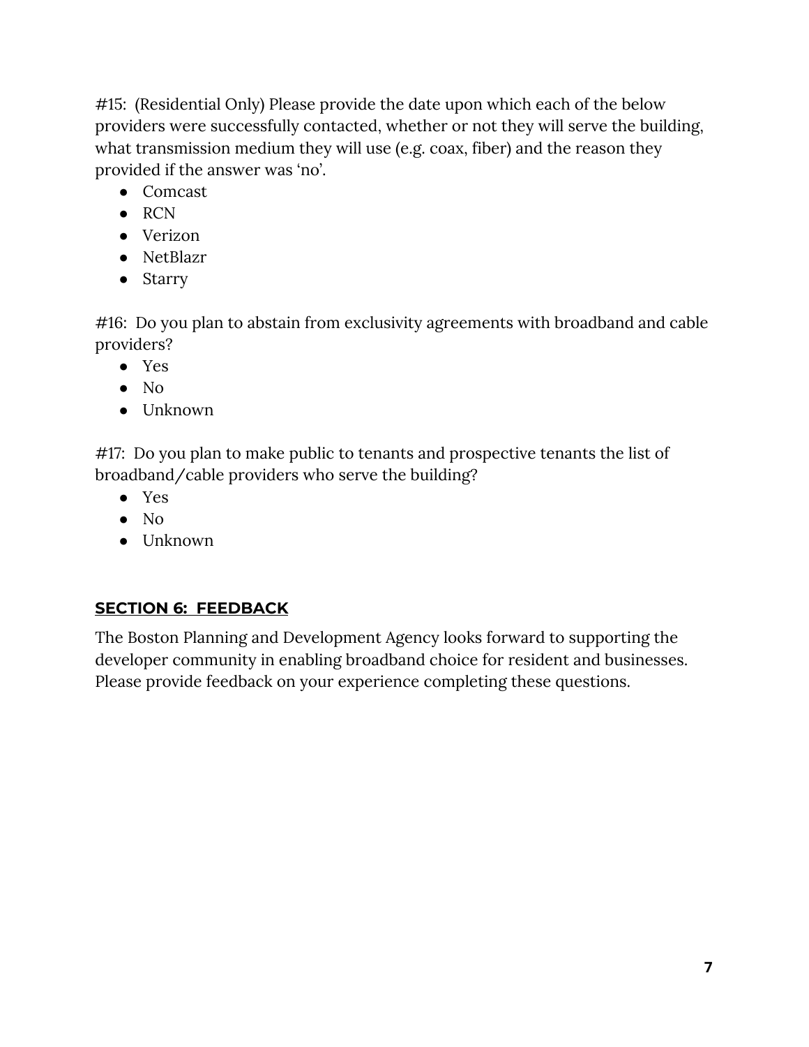#15: (Residential Only) Please provide the date upon which each of the below providers were successfully contacted, whether or not they will serve the building, what transmission medium they will use (e.g. coax, fiber) and the reason they provided if the answer was 'no'.

- Comcast
- RCN
- Verizon
- NetBlazr
- Starry

#16: Do you plan to abstain from exclusivity agreements with broadband and cable providers?

- Yes
- No
- Unknown

#17: Do you plan to make public to tenants and prospective tenants the list of broadband/cable providers who serve the building?

- Yes
- No
- Unknown

## **SECTION 6: FEEDBACK**

The Boston Planning and Development Agency looks forward to supporting the developer community in enabling broadband choice for resident and businesses. Please provide feedback on your experience completing these questions.